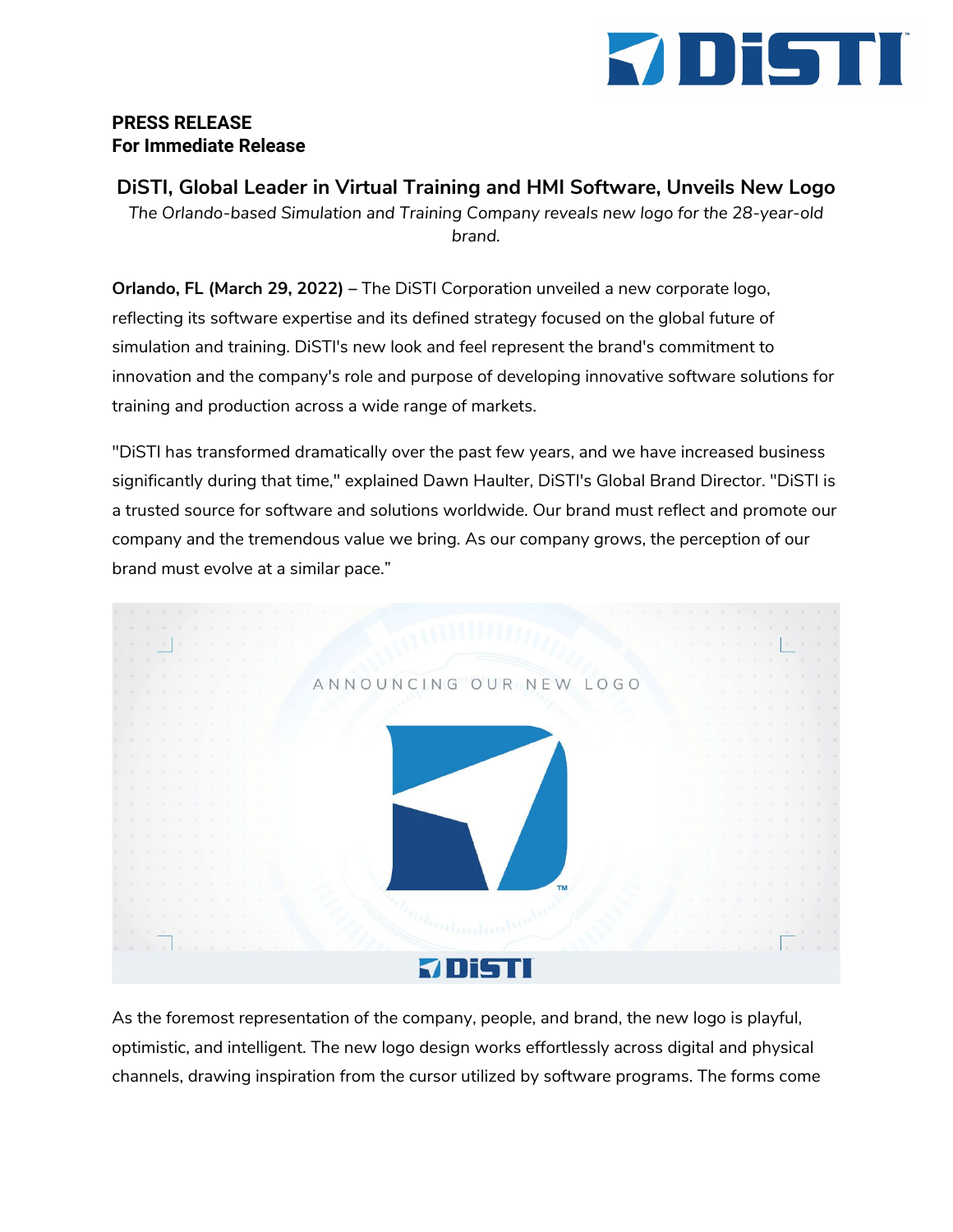**PRESS RELEASE**
**For Immediate Release**

# DiSTI, Global Leader in Virtual Training and HMI Software, Unveils New Logo

*The Orlando-based Simulation and Training Company reveals new logo for the 28-year-old brand.*

**Orlando, FL (March 29, 2022) –** The DiSTI Corporation unveiled a new corporate logo, reflecting its software expertise and its defined strategy focused on the global future of simulation and training. DiSTI's new look and feel represent the brand's commitment to innovation and the company's role and purpose of developing innovative software solutions for training and production across a wide range of markets.

"DiSTI has transformed dramatically over the past few years, and we have increased business significantly during that time," explained Dawn Haulter, DiSTI's Global Brand Director. "DiSTI is a trusted source for software and solutions worldwide. Our brand must reflect and promote our company and the tremendous value we bring. As our company grows, the perception of our brand must evolve at a similar pace."

As the foremost representation of the company, people, and brand, the new logo is playful, optimistic, and intelligent. The new logo design works effortlessly across digital and physical channels, drawing inspiration from the cursor utilized by software programs. The forms come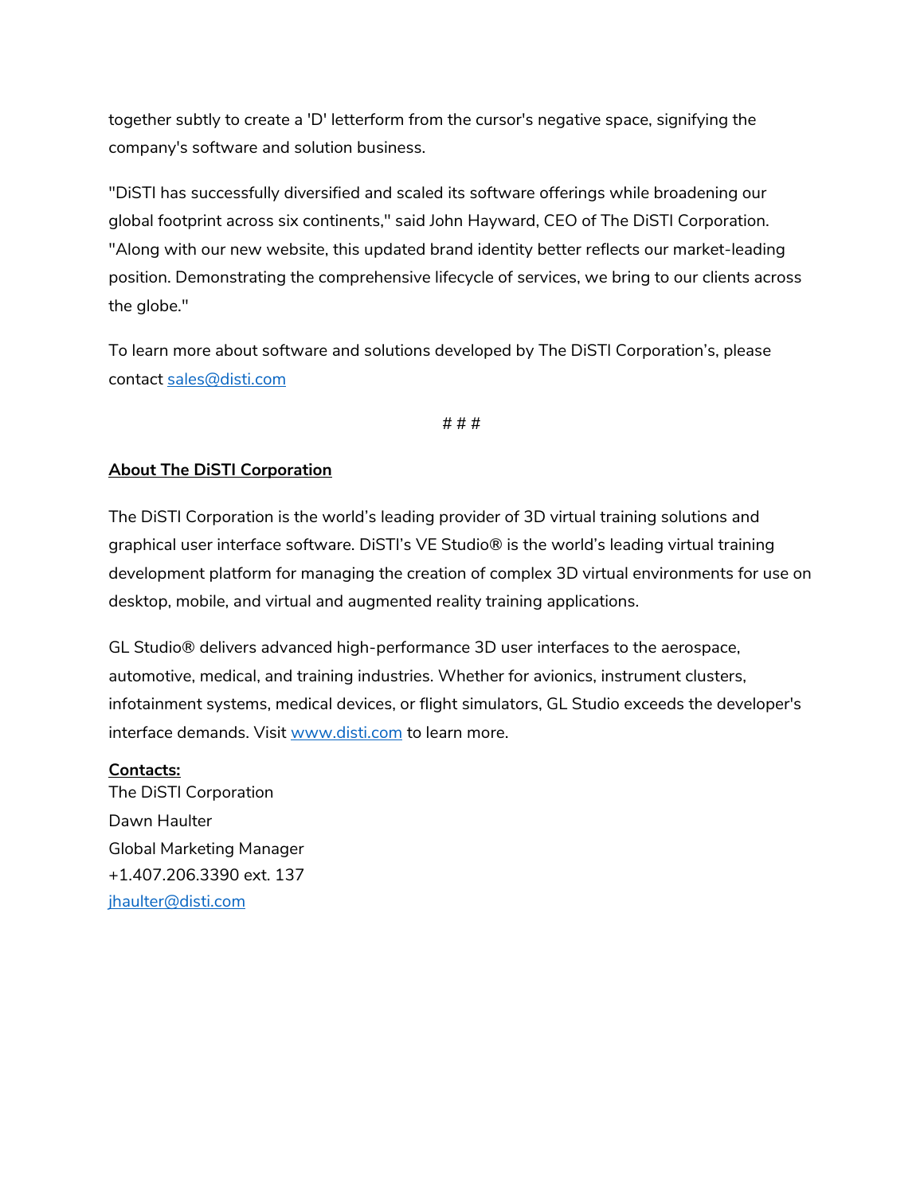together subtly to create a 'D' letterform from the cursor's negative space, signifying the company's software and solution business.

"DiSTI has successfully diversified and scaled its software offerings while broadening our global footprint across six continents," said John Hayward, CEO of The DiSTI Corporation. "Along with our new website, this updated brand identity better reflects our market-leading position. Demonstrating the comprehensive lifecycle of services, we bring to our clients across the globe."

To learn more about software and solutions developed by The DiSTI Corporation's, please contact sales@disti.com

# # #

**About The DiSTI Corporation**

The DiSTI Corporation is the world's leading provider of 3D virtual training solutions and graphical user interface software. DiSTI's VE Studio® is the world's leading virtual training development platform for managing the creation of complex 3D virtual environments for use on desktop, mobile, and virtual and augmented reality training applications.

GL Studio® delivers advanced high-performance 3D user interfaces to the aerospace, automotive, medical, and training industries. Whether for avionics, instrument clusters, infotainment systems, medical devices, or flight simulators, GL Studio exceeds the developer's interface demands. Visit www.disti.com to learn more.

**Contacts:**
The DiSTI Corporation
Dawn Haulter
Global Marketing Manager
+1.407.206.3390 ext. 137
jhaulter@disti.com